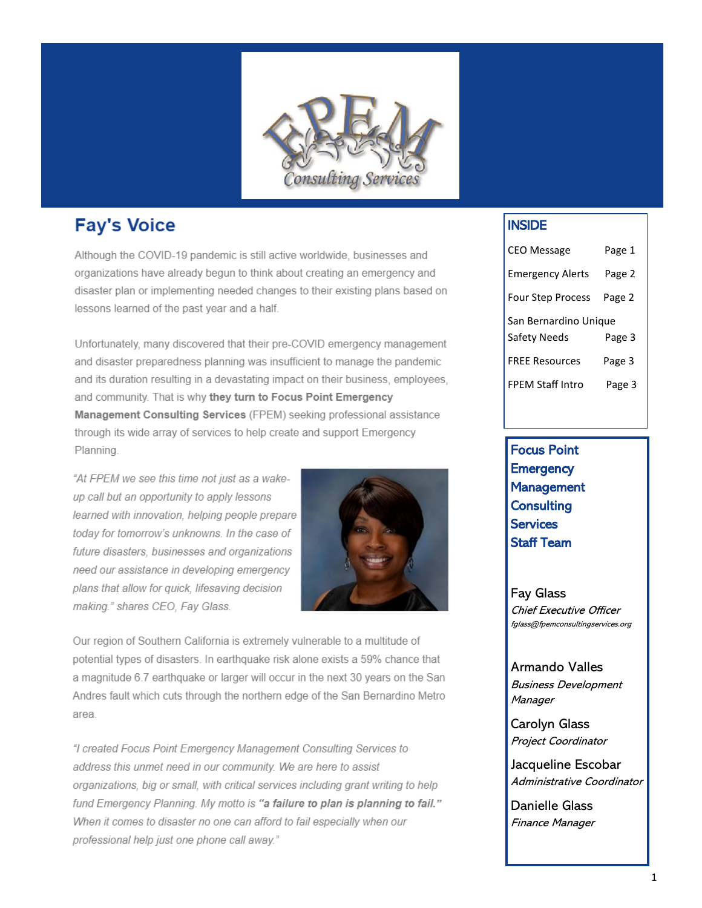# Fay's Voice

Although the COVID-19 pandemic is still active worldwide, businesses and organizations have already begun to think about creating an emergency and disaster plan or implementing needed changes to their existing plans based on lessons learned of the past year and a half.

Unfortunately, many discovered that their pre-COVID emergency management and disaster preparedness planning was insufficient to manage the pandemic and its duration resulting in a devastating impact on their business, employees, and community. That is why **they turn to Focus Point Emergency Management Consulting Services** (FPEM) seeking professional assistance through its wide array of services to help create and support Emergency Planning.

*"At FPEM we see this time not just as a wake-up call but an opportunity to apply lessons learned with innovation, helping people prepare today for tomorrow's unknowns. In the case of future disasters, businesses and organizations need our assistance in developing emergency plans that allow for quick, lifesaving decision making." shares CEO, Fay Glass.*

Our region of Southern California is extremely vulnerable to a multitude of potential types of disasters. In earthquake risk alone exists a 59% chance that a magnitude 6.7 earthquake or larger will occur in the next 30 years on the San Andres fault which cuts through the northern edge of the San Bernardino Metro area.

*"I created Focus Point Emergency Management Consulting Services to address this unmet need in our community. We are here to assist organizations, big or small, with critical services including grant writing to help fund Emergency Planning. My motto is **"a failure to plan is planning to fail."** When it comes to disaster no one can afford to fail especially when our professional help just one phone call away."*

## INSIDE

| | |
|---|---|
| CEO Message | Page 1 |
| Emergency Alerts | Page 2 |
| Four Step Process | Page 2 |
| San Bernardino Unique Safety Needs | Page 3 |
| FREE Resources | Page 3 |
| FPEM Staff Intro | Page 3 |

## Focus Point Emergency Management Consulting Services Staff Team

Fay Glass
*Chief Executive Officer*
*fglass@fpemconsultingservices.org*

Armando Valles
*Business Development Manager*

Carolyn Glass
*Project Coordinator*

Jacqueline Escobar
*Administrative Coordinator*

Danielle Glass
*Finance Manager*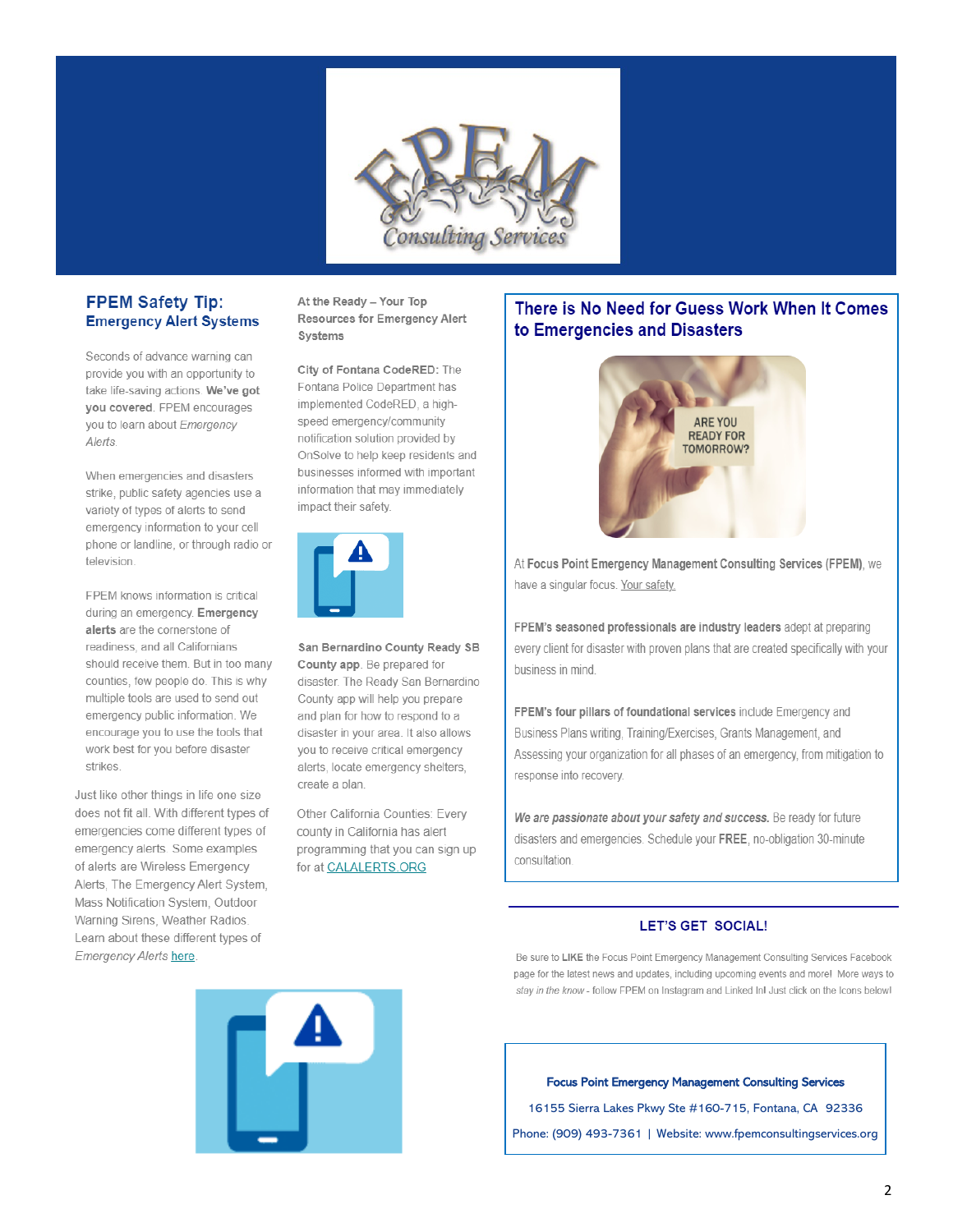## FPEM Safety Tip:
### Emergency Alert Systems

Seconds of advance warning can provide you with an opportunity to take life-saving actions. **We've got you covered**. FPEM encourages you to learn about *Emergency Alerts*.

When emergencies and disasters strike, public safety agencies use a variety of types of alerts to send emergency information to your cell phone or landline, or through radio or television.

FPEM knows information is critical during an emergency. **Emergency alerts** are the cornerstone of readiness, and all Californians should receive them. But in too many counties, few people do. This is why multiple tools are used to send out emergency public information. We encourage you to use the tools that work best for you before disaster strikes.

Just like other things in life one size does not fit all. With different types of emergencies come different types of emergency alerts. Some examples of alerts are Wireless Emergency Alerts, The Emergency Alert System, Mass Notification System, Outdoor Warning Sirens, Weather Radios. Learn about these different types of *Emergency Alerts* here.

**At the Ready – Your Top Resources for Emergency Alert Systems**

**City of Fontana CodeRED:** The Fontana Police Department has implemented CodeRED, a high-speed emergency/community notification solution provided by OnSolve to help keep residents and businesses informed with important information that may immediately impact their safety.

**San Bernardino County Ready SB County app**. Be prepared for disaster. The Ready San Bernardino County app will help you prepare and plan for how to respond to a disaster in your area. It also allows you to receive critical emergency alerts, locate emergency shelters, create a plan.

Other California Counties: Every county in California has alert programming that you can sign up for at CALALERTS.ORG

## There is No Need for Guess Work When It Comes to Emergencies and Disasters

At **Focus Point Emergency Management Consulting Services (FPEM)**, we have a singular focus. Your safety.

**FPEM's seasoned professionals are industry leaders** adept at preparing every client for disaster with proven plans that are created specifically with your business in mind.

**FPEM's four pillars of foundational services** include Emergency and Business Plans writing, Training/Exercises, Grants Management, and Assessing your organization for all phases of an emergency, from mitigation to response into recovery.

***We are passionate about your safety and success.*** Be ready for future disasters and emergencies. Schedule your **FREE**, no-obligation 30-minute consultation.

### LET'S GET SOCIAL!

Be sure to **LIKE** the Focus Point Emergency Management Consulting Services Facebook page for the latest news and updates, including upcoming events and more! More ways to *stay in the know* - follow FPEM on Instagram and Linked In! Just click on the Icons below!

**Focus Point Emergency Management Consulting Services**

16155 Sierra Lakes Pkwy Ste #160-715, Fontana, CA 92336

Phone: (909) 493-7361 | Website: www.fpemconsultingservices.org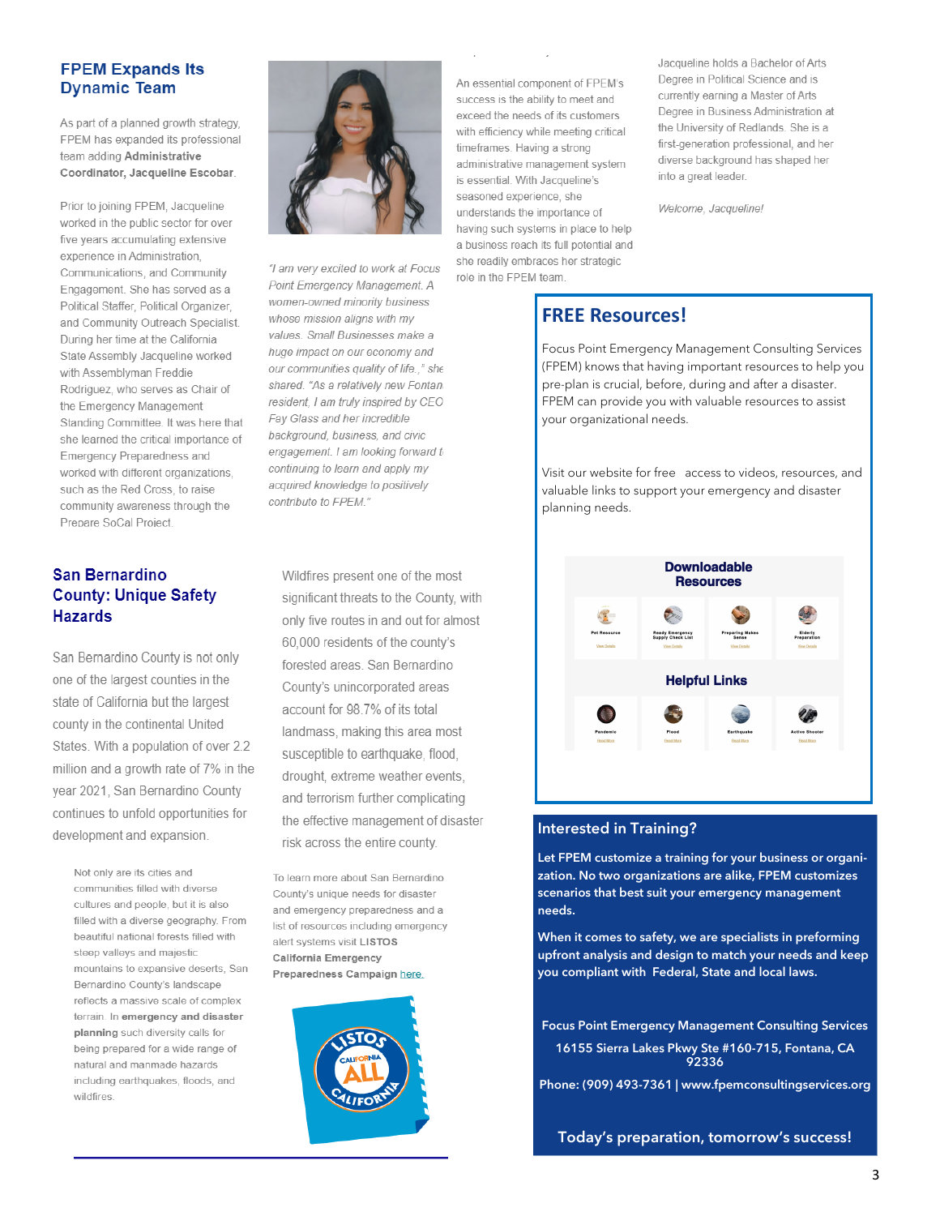## FPEM Expands Its Dynamic Team

As part of a planned growth strategy, FPEM has expanded its professional team adding **Administrative Coordinator, Jacqueline Escobar**.

Prior to joining FPEM, Jacqueline worked in the public sector for over five years accumulating extensive experience in Administration, Communications, and Community Engagement. She has served as a Political Staffer, Political Organizer, and Community Outreach Specialist. During her time at the California State Assembly Jacqueline worked with Assemblyman Freddie Rodriguez, who serves as Chair of the Emergency Management Standing Committee. It was here that she learned the critical importance of Emergency Preparedness and worked with different organizations, such as the Red Cross, to raise community awareness through the Prepare SoCal Project.

*"I am very excited to work at Focus Point Emergency Management. A women-owned minority business whose mission aligns with my values. Small Businesses make a huge impact on our economy and our communities quality of life.," she shared. "As a relatively new Fontana resident, I am truly inspired by CEO Fay Glass and her incredible background, business, and civic engagement. I am looking forward to continuing to learn and apply my acquired knowledge to positively contribute to FPEM."*

An essential component of FPEM's success is the ability to meet and exceed the needs of its customers with efficiency while meeting critical timeframes. Having a strong administrative management system is essential. With Jacqueline's seasoned experience, she understands the importance of having such systems in place to help a business reach its full potential and she readily embraces her strategic role in the FPEM team.

Jacqueline holds a Bachelor of Arts Degree in Political Science and is currently earning a Master of Arts Degree in Business Administration at the University of Redlands. She is a first-generation professional, and her diverse background has shaped her into a great leader.

*Welcome, Jacqueline!*

## San Bernardino County: Unique Safety Hazards

San Bernardino County is not only one of the largest counties in the state of California but the largest county in the continental United States. With a population of over 2.2 million and a growth rate of 7% in the year 2021, San Bernardino County continues to unfold opportunities for development and expansion.

Not only are its cities and communities filled with diverse cultures and people, but it is also filled with a diverse geography. From beautiful national forests filled with steep valleys and majestic mountains to expansive deserts, San Bernardino County's landscape reflects a massive scale of complex terrain. In **emergency and disaster planning** such diversity calls for being prepared for a wide range of natural and manmade hazards including earthquakes, floods, and wildfires.

Wildfires present one of the most significant threats to the County, with only five routes in and out for almost 60,000 residents of the county's forested areas. San Bernardino County's unincorporated areas account for 98.7% of its total landmass, making this area most susceptible to earthquake, flood, drought, extreme weather events, and terrorism further complicating the effective management of disaster risk across the entire county.

To learn more about San Bernardino County's unique needs for disaster and emergency preparedness and a list of resources including emergency alert systems visit **LISTOS California Emergency Preparedness Campaign** here.

## FREE Resources!

Focus Point Emergency Management Consulting Services (FPEM) knows that having important resources to help you pre-plan is crucial, before, during and after a disaster. FPEM can provide you with valuable resources to assist your organizational needs.

Visit our website for free access to videos, resources, and valuable links to support your emergency and disaster planning needs.

**Downloadable Resources**

Pet Resource · Ready Emergency Supply Check List · Preparing Makes Sense · Elderly Preparation

**Helpful Links**

Pandemic · Flood · Earthquake · Active Shooter

## Interested in Training?

**Let FPEM customize a training for your business or organization. No two organizations are alike, FPEM customizes scenarios that best suit your emergency management needs.**

**When it comes to safety, we are specialists in preforming upfront analysis and design to match your needs and keep you compliant with Federal, State and local laws.**

**Focus Point Emergency Management Consulting Services**
**16155 Sierra Lakes Pkwy Ste #160-715, Fontana, CA 92336**
**Phone: (909) 493-7361 | www.fpemconsultingservices.org**

**Today's preparation, tomorrow's success!**